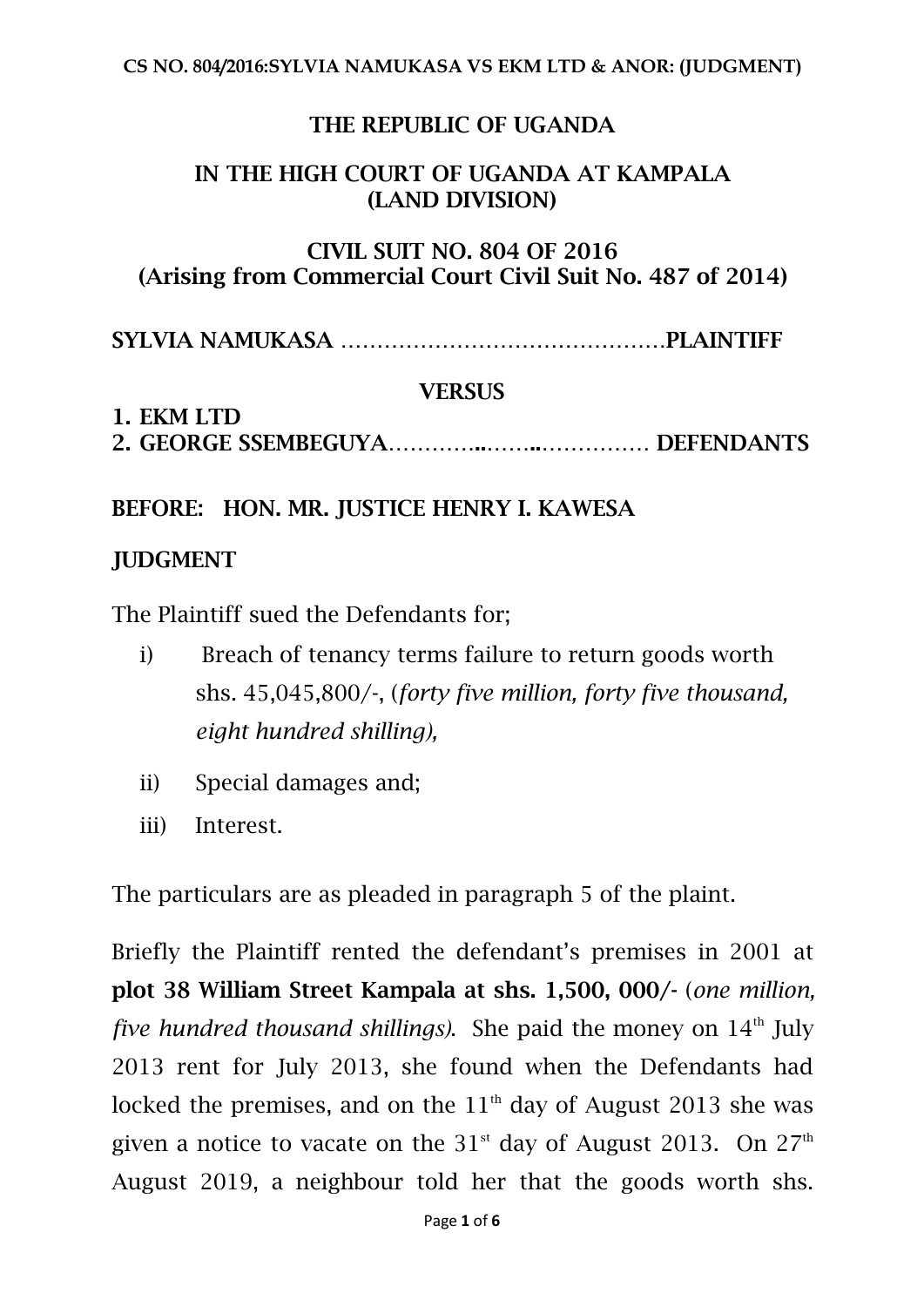# THE REPUBLIC OF UGANDA

## IN THE HIGH COURT OF UGANDA AT KAMPALA (LAND DIVISION)

## CIVIL SUIT NO. 804 OF 2016
## (Arising from Commercial Court Civil Suit No. 487 of 2014)

**SYLVIA NAMUKASA** ……………………………………….**PLAINTIFF**

**VERSUS**

1. **EKM LTD**
2. **GEORGE SSEMBEGUYA**…………..……..……………. **DEFENDANTS**

**BEFORE: HON. MR. JUSTICE HENRY I. KAWESA**

**JUDGMENT**

The Plaintiff sued the Defendants for;

i) Breach of tenancy terms failure to return goods worth shs. 45,045,800/-, (*forty five million, forty five thousand, eight hundred shilling),*

ii) Special damages and;

iii) Interest.

The particulars are as pleaded in paragraph 5 of the plaint.

Briefly the Plaintiff rented the defendant's premises in 2001 at **plot 38 William Street Kampala at shs. 1,500, 000/-** (*one million, five hundred thousand shillings).* She paid the money on 14th July 2013 rent for July 2013, she found when the Defendants had locked the premises, and on the 11th day of August 2013 she was given a notice to vacate on the 31st day of August 2013. On 27th August 2019, a neighbour told her that the goods worth shs.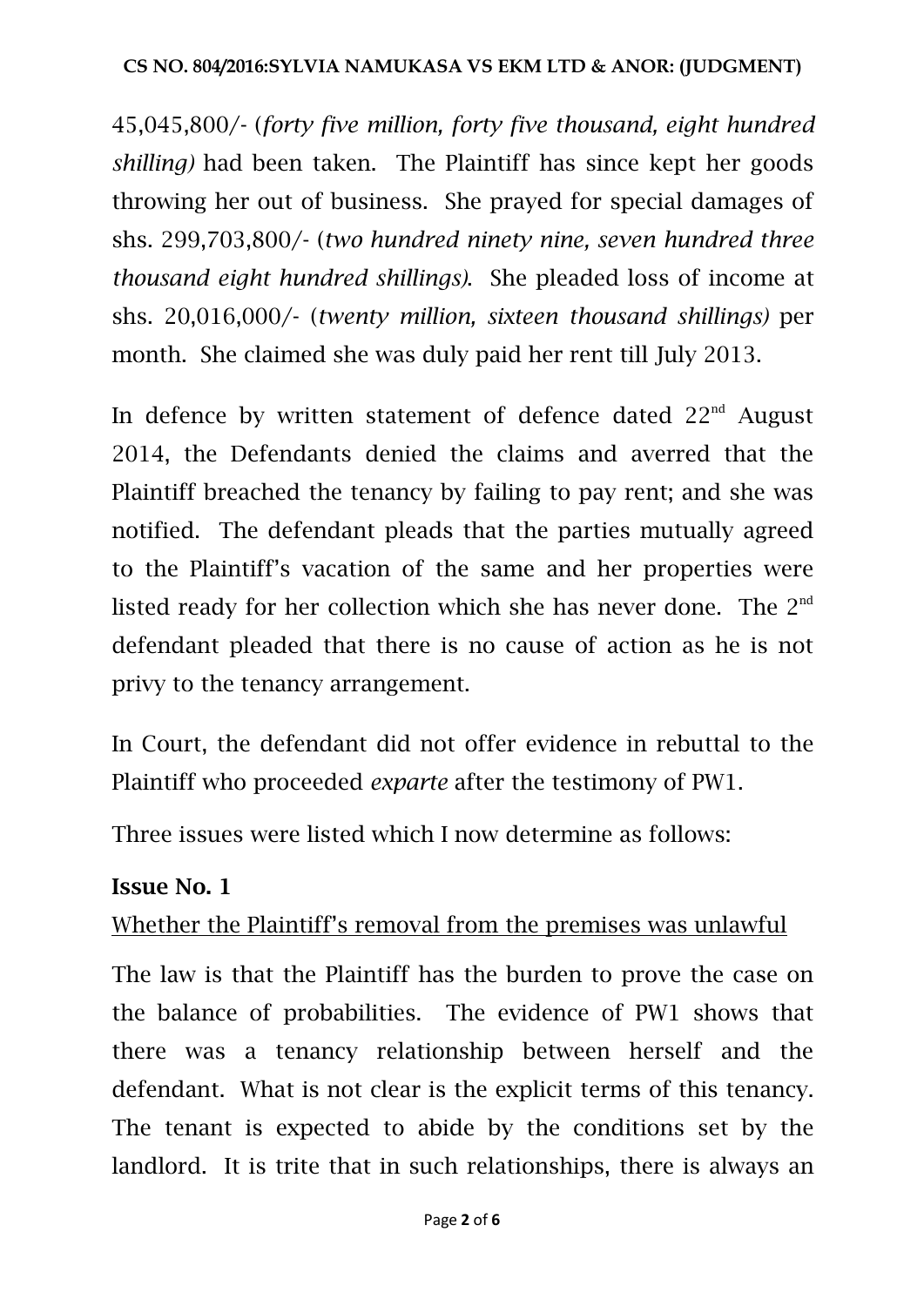45,045,800/- (*forty five million, forty five thousand, eight hundred shilling)* had been taken. The Plaintiff has since kept her goods throwing her out of business. She prayed for special damages of shs. 299,703,800/- (*two hundred ninety nine, seven hundred three thousand eight hundred shillings)*. She pleaded loss of income at shs. 20,016,000/- (*twenty million, sixteen thousand shillings)* per month. She claimed she was duly paid her rent till July 2013.

In defence by written statement of defence dated 22nd August 2014, the Defendants denied the claims and averred that the Plaintiff breached the tenancy by failing to pay rent; and she was notified. The defendant pleads that the parties mutually agreed to the Plaintiff's vacation of the same and her properties were listed ready for her collection which she has never done. The 2nd defendant pleaded that there is no cause of action as he is not privy to the tenancy arrangement.

In Court, the defendant did not offer evidence in rebuttal to the Plaintiff who proceeded *exparte* after the testimony of PW1.

Three issues were listed which I now determine as follows:

**Issue No. 1**

Whether the Plaintiff's removal from the premises was unlawful

The law is that the Plaintiff has the burden to prove the case on the balance of probabilities. The evidence of PW1 shows that there was a tenancy relationship between herself and the defendant. What is not clear is the explicit terms of this tenancy. The tenant is expected to abide by the conditions set by the landlord. It is trite that in such relationships, there is always an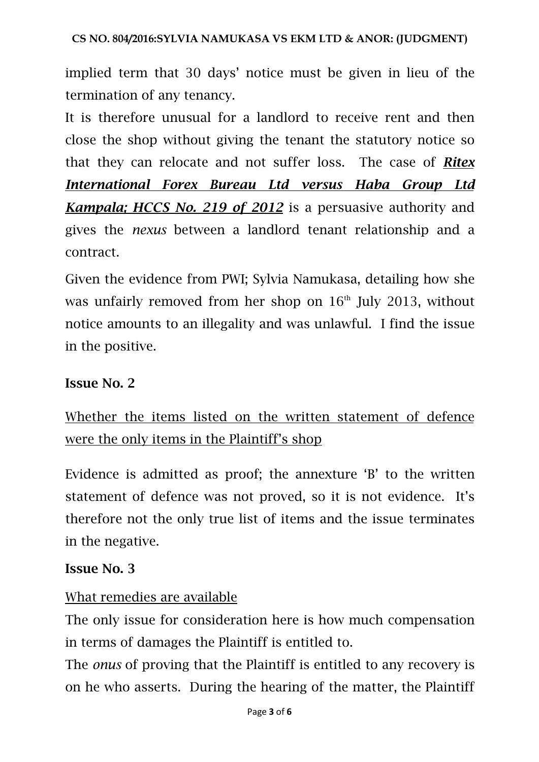implied term that 30 days' notice must be given in lieu of the termination of any tenancy.

It is therefore unusual for a landlord to receive rent and then close the shop without giving the tenant the statutory notice so that they can relocate and not suffer loss. The case of ***Ritex International Forex Bureau Ltd versus Haba Group Ltd Kampala; HCCS No. 219 of 2012*** is a persuasive authority and gives the *nexus* between a landlord tenant relationship and a contract.

Given the evidence from PWI; Sylvia Namukasa, detailing how she was unfairly removed from her shop on 16th July 2013, without notice amounts to an illegality and was unlawful. I find the issue in the positive.

**Issue No. 2**

Whether the items listed on the written statement of defence were the only items in the Plaintiff's shop

Evidence is admitted as proof; the annexture 'B' to the written statement of defence was not proved, so it is not evidence. It's therefore not the only true list of items and the issue terminates in the negative.

**Issue No. 3**

What remedies are available

The only issue for consideration here is how much compensation in terms of damages the Plaintiff is entitled to.

The *onus* of proving that the Plaintiff is entitled to any recovery is on he who asserts. During the hearing of the matter, the Plaintiff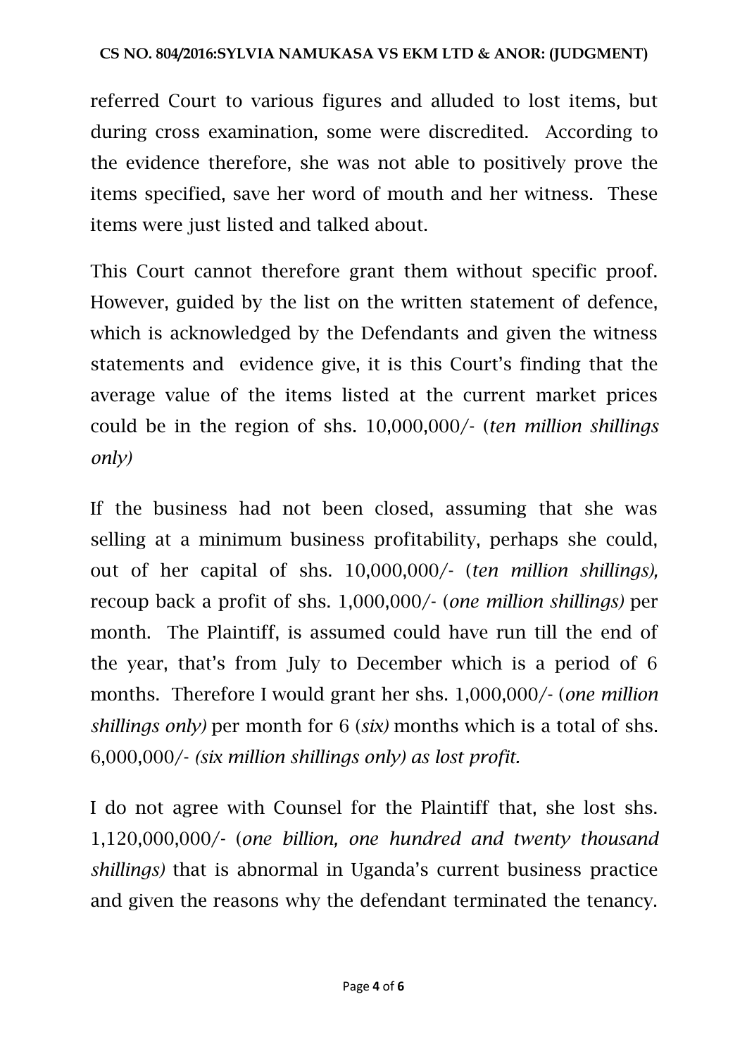referred Court to various figures and alluded to lost items, but during cross examination, some were discredited. According to the evidence therefore, she was not able to positively prove the items specified, save her word of mouth and her witness. These items were just listed and talked about.

This Court cannot therefore grant them without specific proof. However, guided by the list on the written statement of defence, which is acknowledged by the Defendants and given the witness statements and evidence give, it is this Court's finding that the average value of the items listed at the current market prices could be in the region of shs. 10,000,000/- (*ten million shillings only)*

If the business had not been closed, assuming that she was selling at a minimum business profitability, perhaps she could, out of her capital of shs. 10,000,000/- (*ten million shillings),* recoup back a profit of shs. 1,000,000/- (*one million shillings)* per month. The Plaintiff, is assumed could have run till the end of the year, that's from July to December which is a period of 6 months. Therefore I would grant her shs. 1,000,000/- (*one million shillings only)* per month for 6 (*six)* months which is a total of shs. 6,000,000/- *(six million shillings only) as lost profit.*

I do not agree with Counsel for the Plaintiff that, she lost shs. 1,120,000,000/- (*one billion, one hundred and twenty thousand shillings)* that is abnormal in Uganda's current business practice and given the reasons why the defendant terminated the tenancy.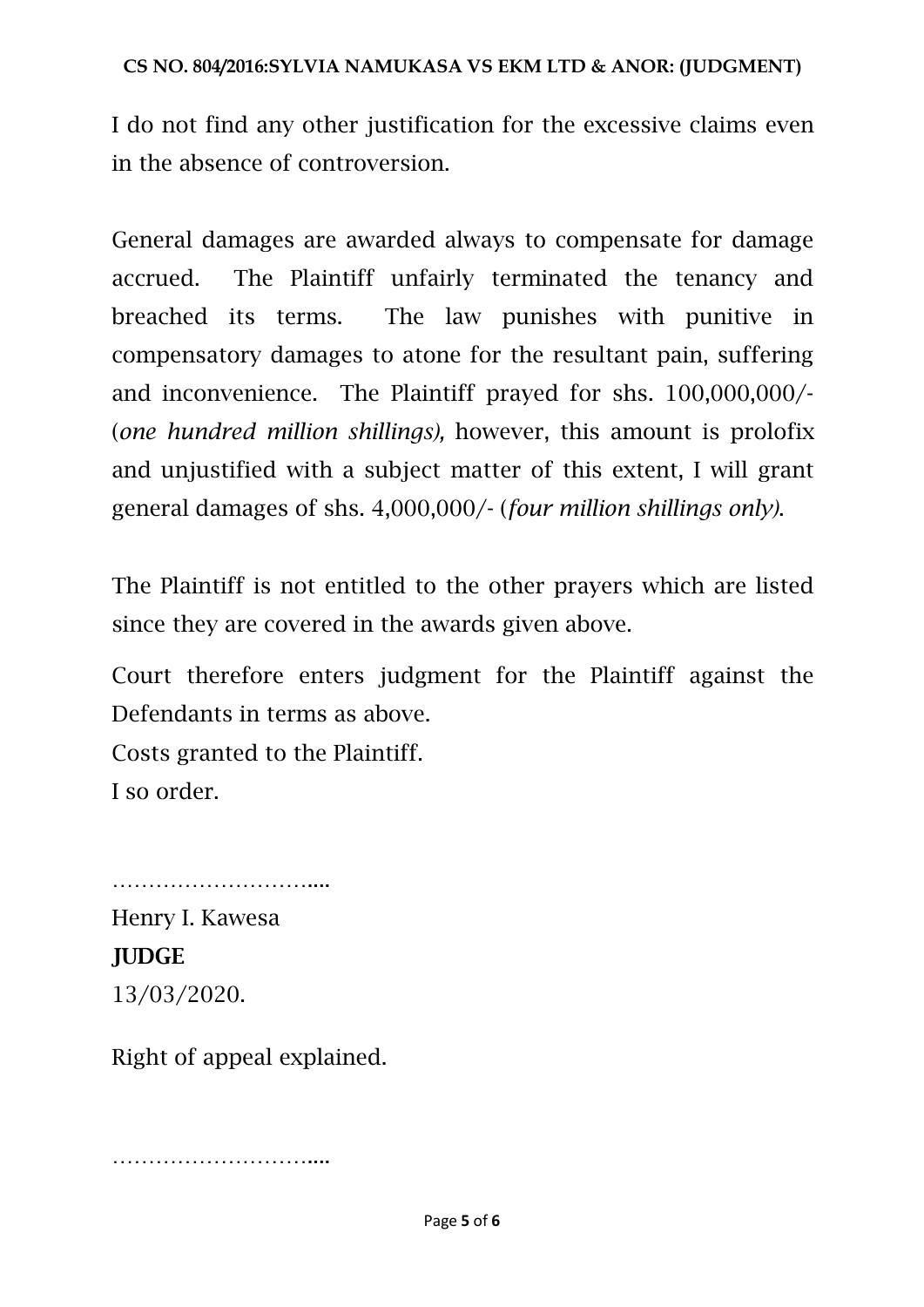I do not find any other justification for the excessive claims even in the absence of controversion.

General damages are awarded always to compensate for damage accrued. The Plaintiff unfairly terminated the tenancy and breached its terms. The law punishes with punitive in compensatory damages to atone for the resultant pain, suffering and inconvenience. The Plaintiff prayed for shs. 100,000,000/- (*one hundred million shillings),* however, this amount is prolofix and unjustified with a subject matter of this extent, I will grant general damages of shs. 4,000,000/- (*four million shillings only)*.

The Plaintiff is not entitled to the other prayers which are listed since they are covered in the awards given above.

Court therefore enters judgment for the Plaintiff against the Defendants in terms as above.

Costs granted to the Plaintiff.

I so order.

………………………....

Henry I. Kawesa

**JUDGE**

13/03/2020.

Right of appeal explained.

………………………....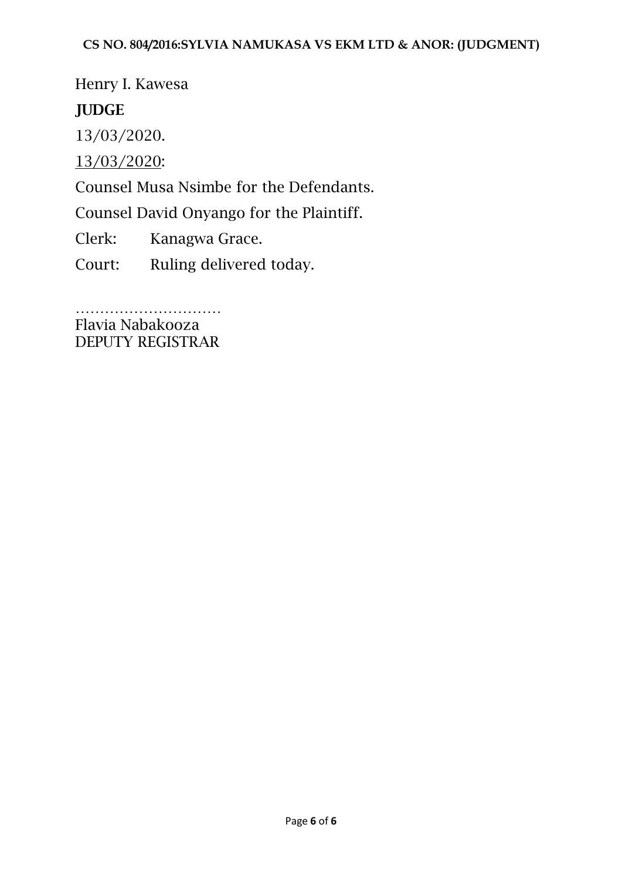Henry I. Kawesa

**JUDGE**

13/03/2020.

<u>13/03/2020</u>:

Counsel Musa Nsimbe for the Defendants.

Counsel David Onyango for the Plaintiff.

Clerk: Kanagwa Grace.

Court: Ruling delivered today.

…………………………
Flavia Nabakooza
DEPUTY REGISTRAR